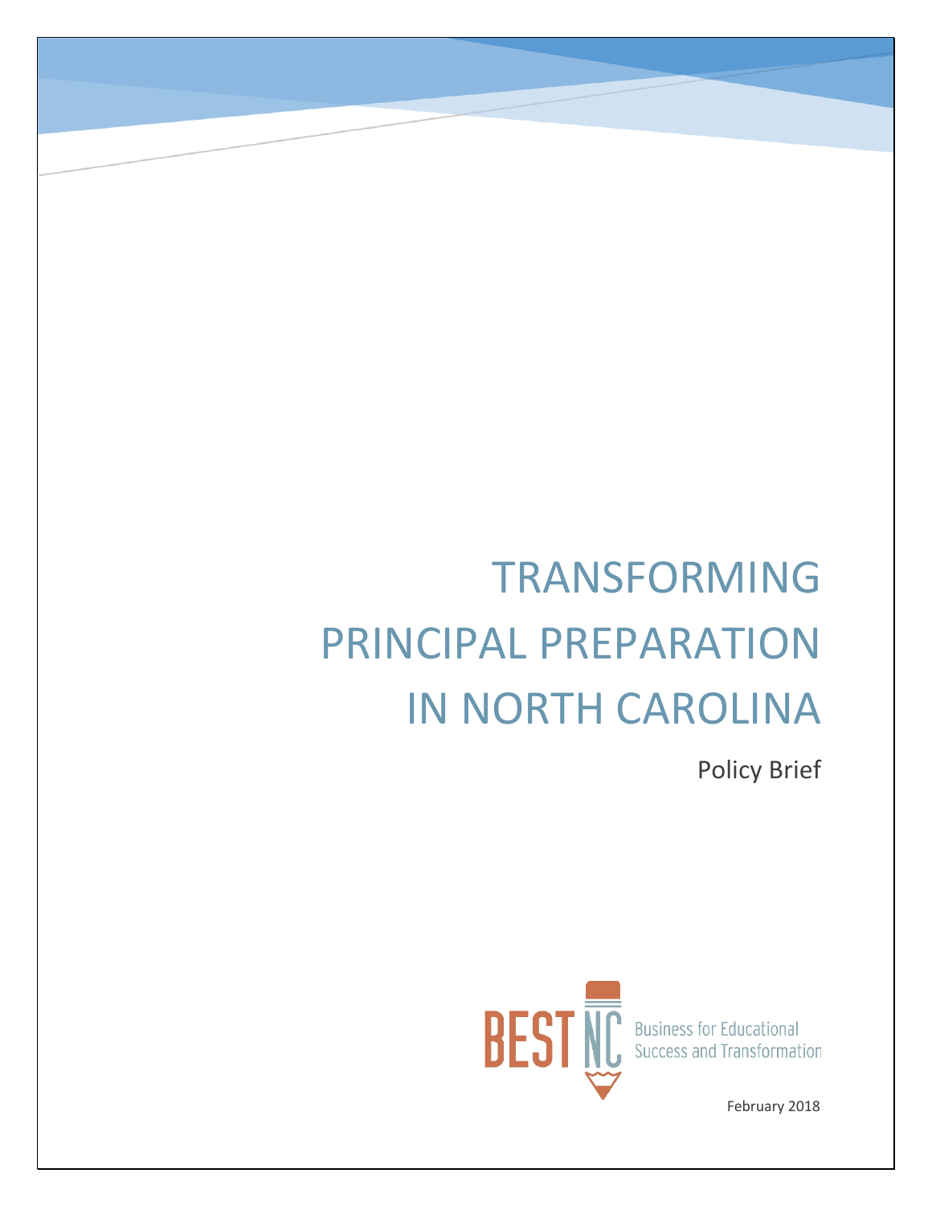# TRANSFORMING PRINCIPAL PREPARATION IN NORTH CAROLINA

Policy Brief

BEST NC

Business for Educational Success and Transformation

February 2018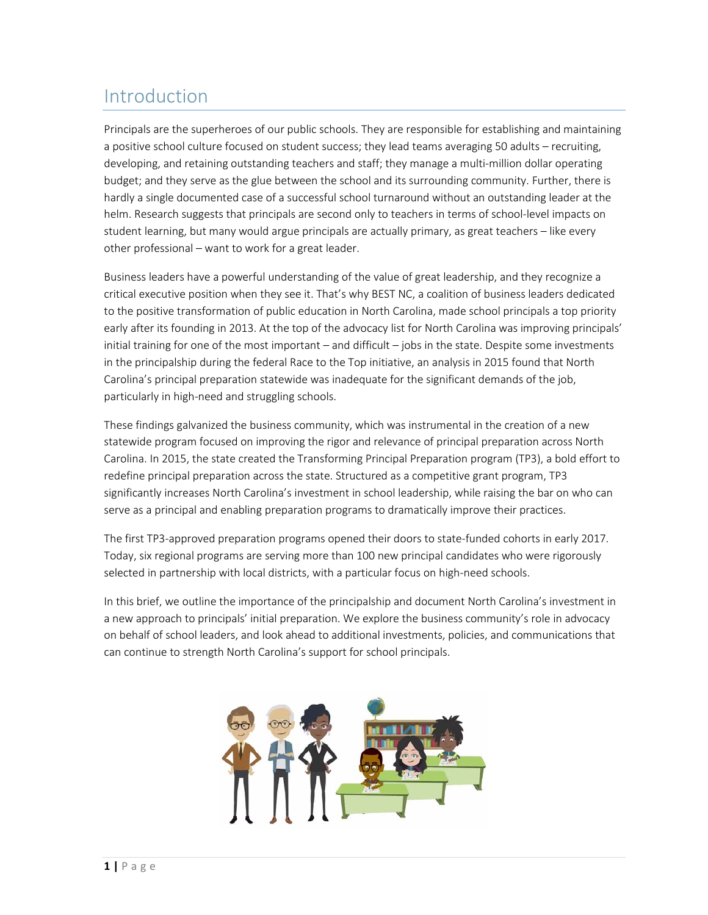# Introduction

Principals are the superheroes of our public schools. They are responsible for establishing and maintaining a positive school culture focused on student success; they lead teams averaging 50 adults – recruiting, developing, and retaining outstanding teachers and staff; they manage a multi-million dollar operating budget; and they serve as the glue between the school and its surrounding community. Further, there is hardly a single documented case of a successful school turnaround without an outstanding leader at the helm. Research suggests that principals are second only to teachers in terms of school-level impacts on student learning, but many would argue principals are actually primary, as great teachers – like every other professional – want to work for a great leader.

Business leaders have a powerful understanding of the value of great leadership, and they recognize a critical executive position when they see it. That's why BEST NC, a coalition of business leaders dedicated to the positive transformation of public education in North Carolina, made school principals a top priority early after its founding in 2013. At the top of the advocacy list for North Carolina was improving principals' initial training for one of the most important – and difficult – jobs in the state. Despite some investments in the principalship during the federal Race to the Top initiative, an analysis in 2015 found that North Carolina's principal preparation statewide was inadequate for the significant demands of the job, particularly in high-need and struggling schools.

These findings galvanized the business community, which was instrumental in the creation of a new statewide program focused on improving the rigor and relevance of principal preparation across North Carolina. In 2015, the state created the Transforming Principal Preparation program (TP3), a bold effort to redefine principal preparation across the state. Structured as a competitive grant program, TP3 significantly increases North Carolina's investment in school leadership, while raising the bar on who can serve as a principal and enabling preparation programs to dramatically improve their practices.

The first TP3-approved preparation programs opened their doors to state-funded cohorts in early 2017. Today, six regional programs are serving more than 100 new principal candidates who were rigorously selected in partnership with local districts, with a particular focus on high-need schools.

In this brief, we outline the importance of the principalship and document North Carolina's investment in a new approach to principals' initial preparation. We explore the business community's role in advocacy on behalf of school leaders, and look ahead to additional investments, policies, and communications that can continue to strength North Carolina's support for school principals.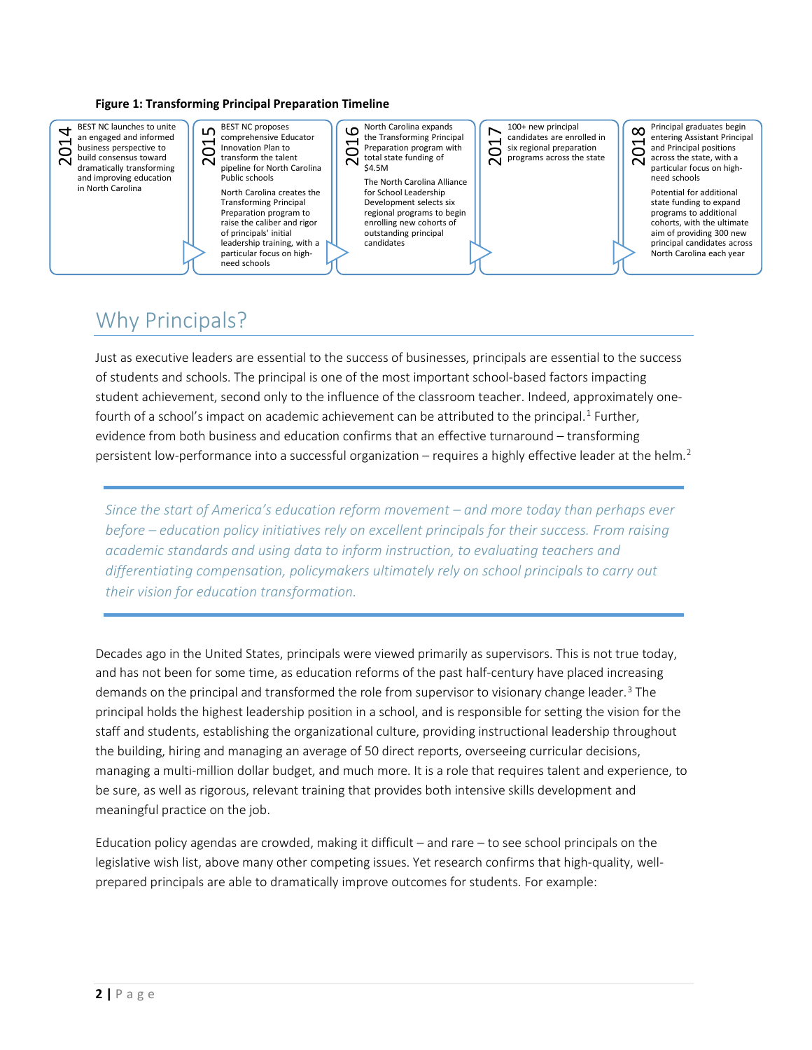**Figure 1: Transforming Principal Preparation Timeline**

| Year | Milestones |
| --- | --- |
| 2014 | BEST NC launches to unite an engaged and informed business perspective to build consensus toward dramatically transforming and improving education in North Carolina |
| 2015 | BEST NC proposes comprehensive Educator Innovation Plan to transform the talent pipeline for North Carolina Public schools. North Carolina creates the Transforming Principal Preparation program to raise the caliber and rigor of principals' initial leadership training, with a particular focus on high-need schools |
| 2016 | North Carolina expands the Transforming Principal Preparation program with total state funding of \$4.5M. The North Carolina Alliance for School Leadership Development selects six regional programs to begin enrolling new cohorts of outstanding principal candidates |
| 2017 | 100+ new principal candidates are enrolled in six regional preparation programs across the state |
| 2018 | Principal graduates begin entering Assistant Principal and Principal positions across the state, with a particular focus on high-need schools. Potential for additional state funding to expand programs to additional cohorts, with the ultimate aim of providing 300 new principal candidates across North Carolina each year |

## Why Principals?

Just as executive leaders are essential to the success of businesses, principals are essential to the success of students and schools. The principal is one of the most important school-based factors impacting student achievement, second only to the influence of the classroom teacher. Indeed, approximately one-fourth of a school's impact on academic achievement can be attributed to the principal.[1] Further, evidence from both business and education confirms that an effective turnaround – transforming persistent low-performance into a successful organization – requires a highly effective leader at the helm.[2]

> *Since the start of America's education reform movement – and more today than perhaps ever before – education policy initiatives rely on excellent principals for their success. From raising academic standards and using data to inform instruction, to evaluating teachers and differentiating compensation, policymakers ultimately rely on school principals to carry out their vision for education transformation.*

Decades ago in the United States, principals were viewed primarily as supervisors. This is not true today, and has not been for some time, as education reforms of the past half-century have placed increasing demands on the principal and transformed the role from supervisor to visionary change leader.[3] The principal holds the highest leadership position in a school, and is responsible for setting the vision for the staff and students, establishing the organizational culture, providing instructional leadership throughout the building, hiring and managing an average of 50 direct reports, overseeing curricular decisions, managing a multi-million dollar budget, and much more. It is a role that requires talent and experience, to be sure, as well as rigorous, relevant training that provides both intensive skills development and meaningful practice on the job.

Education policy agendas are crowded, making it difficult – and rare – to see school principals on the legislative wish list, above many other competing issues. Yet research confirms that high-quality, well-prepared principals are able to dramatically improve outcomes for students. For example: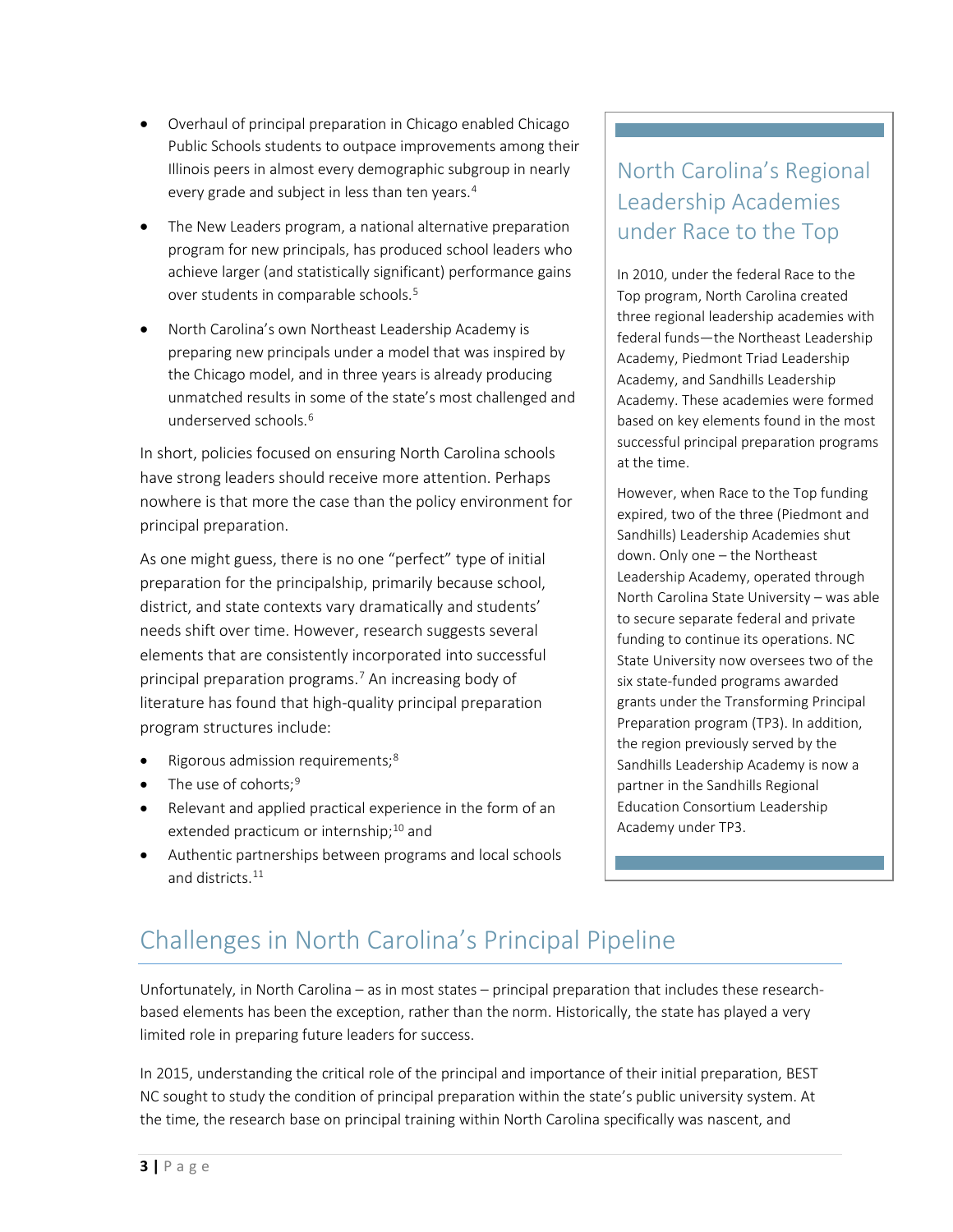- Overhaul of principal preparation in Chicago enabled Chicago Public Schools students to outpace improvements among their Illinois peers in almost every demographic subgroup in nearly every grade and subject in less than ten years.[4]
- The New Leaders program, a national alternative preparation program for new principals, has produced school leaders who achieve larger (and statistically significant) performance gains over students in comparable schools.[5]
- North Carolina's own Northeast Leadership Academy is preparing new principals under a model that was inspired by the Chicago model, and in three years is already producing unmatched results in some of the state's most challenged and underserved schools.[6]

In short, policies focused on ensuring North Carolina schools have strong leaders should receive more attention. Perhaps nowhere is that more the case than the policy environment for principal preparation.

As one might guess, there is no one "perfect" type of initial preparation for the principalship, primarily because school, district, and state contexts vary dramatically and students' needs shift over time. However, research suggests several elements that are consistently incorporated into successful principal preparation programs.[7] An increasing body of literature has found that high-quality principal preparation program structures include:

- Rigorous admission requirements;[8]
- The use of cohorts;[9]
- Relevant and applied practical experience in the form of an extended practicum or internship;[10] and
- Authentic partnerships between programs and local schools and districts.[11]

### North Carolina's Regional Leadership Academies under Race to the Top

In 2010, under the federal Race to the Top program, North Carolina created three regional leadership academies with federal funds—the Northeast Leadership Academy, Piedmont Triad Leadership Academy, and Sandhills Leadership Academy. These academies were formed based on key elements found in the most successful principal preparation programs at the time.

However, when Race to the Top funding expired, two of the three (Piedmont and Sandhills) Leadership Academies shut down. Only one – the Northeast Leadership Academy, operated through North Carolina State University – was able to secure separate federal and private funding to continue its operations. NC State University now oversees two of the six state-funded programs awarded grants under the Transforming Principal Preparation program (TP3). In addition, the region previously served by the Sandhills Leadership Academy is now a partner in the Sandhills Regional Education Consortium Leadership Academy under TP3.

## Challenges in North Carolina's Principal Pipeline

Unfortunately, in North Carolina – as in most states – principal preparation that includes these research-based elements has been the exception, rather than the norm. Historically, the state has played a very limited role in preparing future leaders for success.

In 2015, understanding the critical role of the principal and importance of their initial preparation, BEST NC sought to study the condition of principal preparation within the state's public university system. At the time, the research base on principal training within North Carolina specifically was nascent, and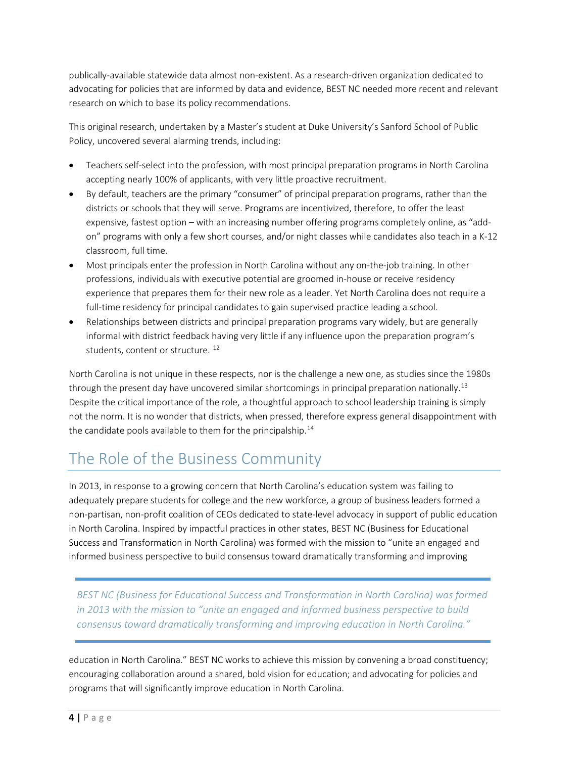publically-available statewide data almost non-existent. As a research-driven organization dedicated to advocating for policies that are informed by data and evidence, BEST NC needed more recent and relevant research on which to base its policy recommendations.

This original research, undertaken by a Master's student at Duke University's Sanford School of Public Policy, uncovered several alarming trends, including:

- Teachers self-select into the profession, with most principal preparation programs in North Carolina accepting nearly 100% of applicants, with very little proactive recruitment.
- By default, teachers are the primary "consumer" of principal preparation programs, rather than the districts or schools that they will serve. Programs are incentivized, therefore, to offer the least expensive, fastest option – with an increasing number offering programs completely online, as "add-on" programs with only a few short courses, and/or night classes while candidates also teach in a K-12 classroom, full time.
- Most principals enter the profession in North Carolina without any on-the-job training. In other professions, individuals with executive potential are groomed in-house or receive residency experience that prepares them for their new role as a leader. Yet North Carolina does not require a full-time residency for principal candidates to gain supervised practice leading a school.
- Relationships between districts and principal preparation programs vary widely, but are generally informal with district feedback having very little if any influence upon the preparation program's students, content or structure. [12]

North Carolina is not unique in these respects, nor is the challenge a new one, as studies since the 1980s through the present day have uncovered similar shortcomings in principal preparation nationally.[13] Despite the critical importance of the role, a thoughtful approach to school leadership training is simply not the norm. It is no wonder that districts, when pressed, therefore express general disappointment with the candidate pools available to them for the principalship.[14]

## The Role of the Business Community

In 2013, in response to a growing concern that North Carolina's education system was failing to adequately prepare students for college and the new workforce, a group of business leaders formed a non-partisan, non-profit coalition of CEOs dedicated to state-level advocacy in support of public education in North Carolina. Inspired by impactful practices in other states, BEST NC (Business for Educational Success and Transformation in North Carolina) was formed with the mission to "unite an engaged and informed business perspective to build consensus toward dramatically transforming and improving education in North Carolina." BEST NC works to achieve this mission by convening a broad constituency; encouraging collaboration around a shared, bold vision for education; and advocating for policies and programs that will significantly improve education in North Carolina.

> *BEST NC (Business for Educational Success and Transformation in North Carolina) was formed in 2013 with the mission to "unite an engaged and informed business perspective to build consensus toward dramatically transforming and improving education in North Carolina."*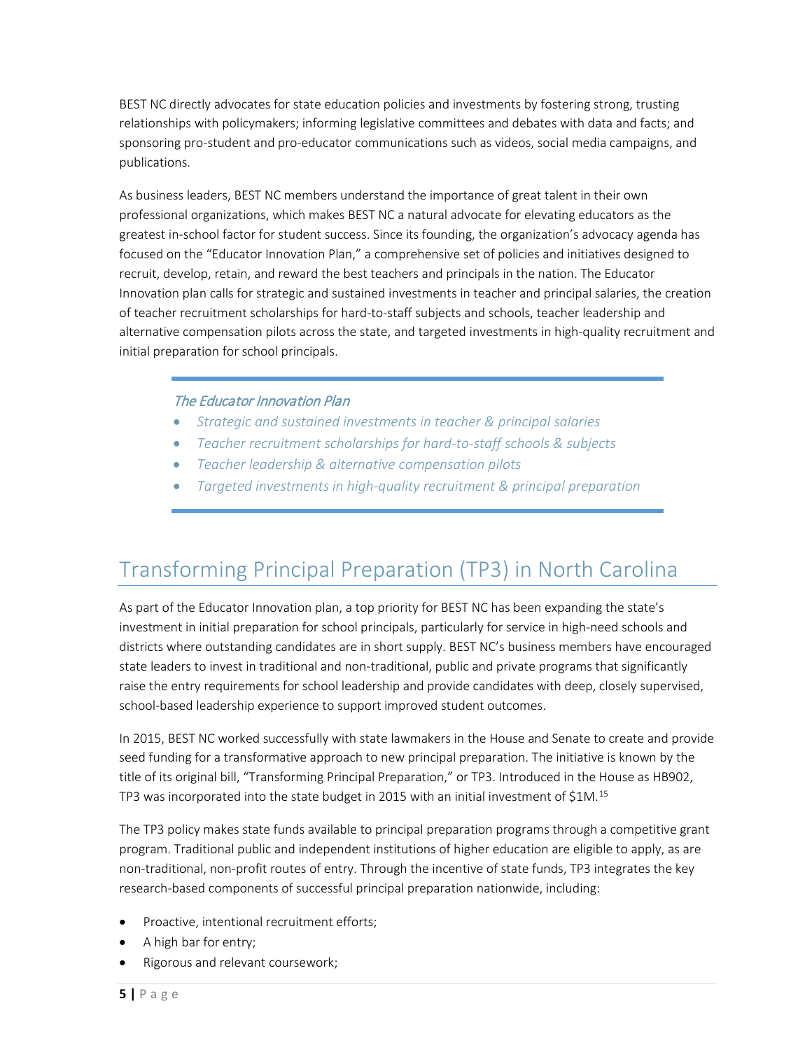BEST NC directly advocates for state education policies and investments by fostering strong, trusting relationships with policymakers; informing legislative committees and debates with data and facts; and sponsoring pro-student and pro-educator communications such as videos, social media campaigns, and publications.

As business leaders, BEST NC members understand the importance of great talent in their own professional organizations, which makes BEST NC a natural advocate for elevating educators as the greatest in-school factor for student success. Since its founding, the organization's advocacy agenda has focused on the "Educator Innovation Plan," a comprehensive set of policies and initiatives designed to recruit, develop, retain, and reward the best teachers and principals in the nation. The Educator Innovation plan calls for strategic and sustained investments in teacher and principal salaries, the creation of teacher recruitment scholarships for hard-to-staff subjects and schools, teacher leadership and alternative compensation pilots across the state, and targeted investments in high-quality recruitment and initial preparation for school principals.

---

*The Educator Innovation Plan*

- *Strategic and sustained investments in teacher & principal salaries*
- *Teacher recruitment scholarships for hard-to-staff schools & subjects*
- *Teacher leadership & alternative compensation pilots*
- *Targeted investments in high-quality recruitment & principal preparation*

---

# Transforming Principal Preparation (TP3) in North Carolina

As part of the Educator Innovation plan, a top priority for BEST NC has been expanding the state's investment in initial preparation for school principals, particularly for service in high-need schools and districts where outstanding candidates are in short supply. BEST NC's business members have encouraged state leaders to invest in traditional and non-traditional, public and private programs that significantly raise the entry requirements for school leadership and provide candidates with deep, closely supervised, school-based leadership experience to support improved student outcomes.

In 2015, BEST NC worked successfully with state lawmakers in the House and Senate to create and provide seed funding for a transformative approach to new principal preparation. The initiative is known by the title of its original bill, "Transforming Principal Preparation," or TP3. Introduced in the House as HB902, TP3 was incorporated into the state budget in 2015 with an initial investment of $1M.[15]

The TP3 policy makes state funds available to principal preparation programs through a competitive grant program. Traditional public and independent institutions of higher education are eligible to apply, as are non-traditional, non-profit routes of entry. Through the incentive of state funds, TP3 integrates the key research-based components of successful principal preparation nationwide, including:

- Proactive, intentional recruitment efforts;
- A high bar for entry;
- Rigorous and relevant coursework;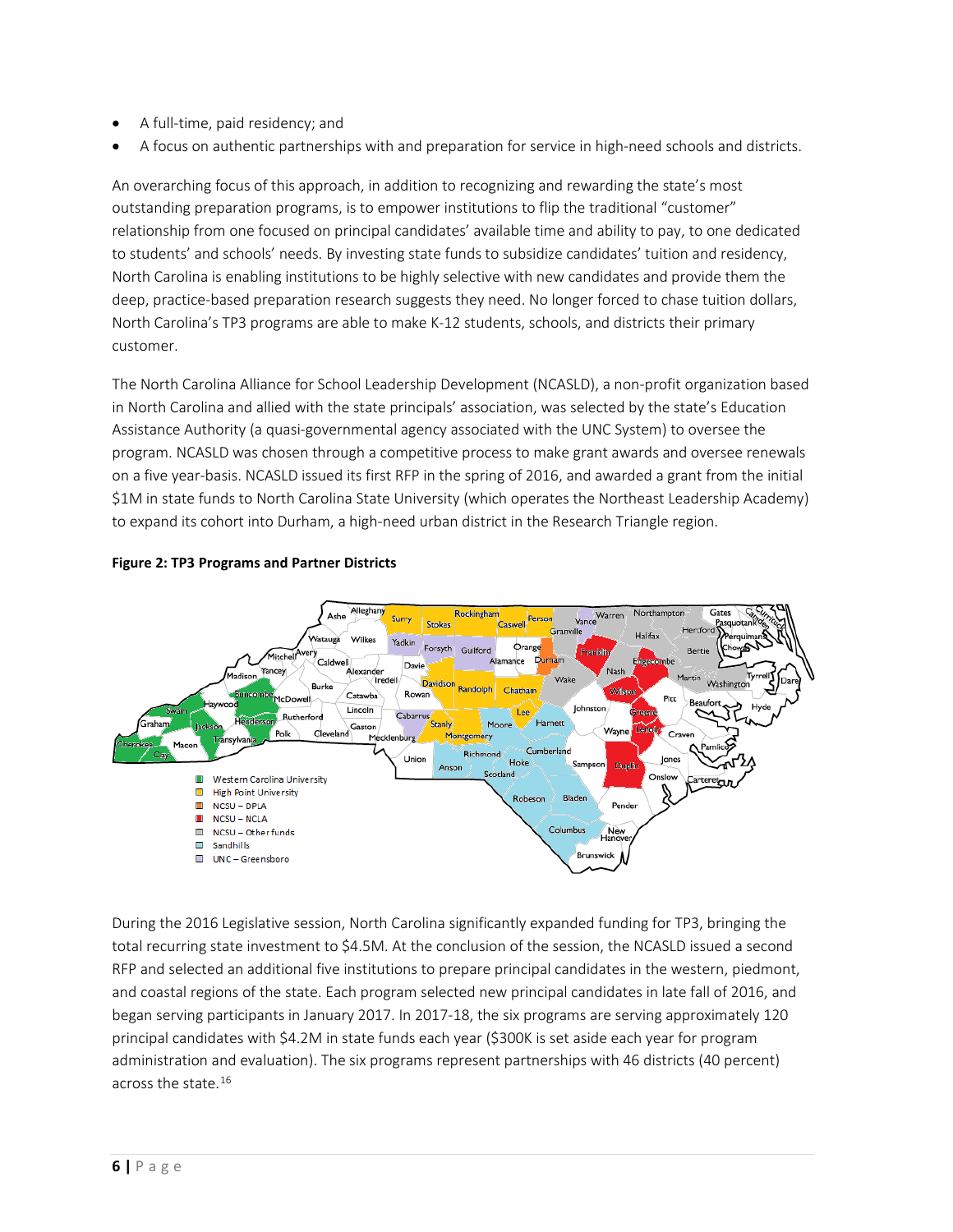- A full-time, paid residency; and
- A focus on authentic partnerships with and preparation for service in high-need schools and districts.

An overarching focus of this approach, in addition to recognizing and rewarding the state's most outstanding preparation programs, is to empower institutions to flip the traditional "customer" relationship from one focused on principal candidates' available time and ability to pay, to one dedicated to students' and schools' needs. By investing state funds to subsidize candidates' tuition and residency, North Carolina is enabling institutions to be highly selective with new candidates and provide them the deep, practice-based preparation research suggests they need. No longer forced to chase tuition dollars, North Carolina's TP3 programs are able to make K-12 students, schools, and districts their primary customer.

The North Carolina Alliance for School Leadership Development (NCASLD), a non-profit organization based in North Carolina and allied with the state principals' association, was selected by the state's Education Assistance Authority (a quasi-governmental agency associated with the UNC System) to oversee the program. NCASLD was chosen through a competitive process to make grant awards and oversee renewals on a five year-basis. NCASLD issued its first RFP in the spring of 2016, and awarded a grant from the initial $1M in state funds to North Carolina State University (which operates the Northeast Leadership Academy) to expand its cohort into Durham, a high-need urban district in the Research Triangle region.

**Figure 2: TP3 Programs and Partner Districts**

During the 2016 Legislative session, North Carolina significantly expanded funding for TP3, bringing the total recurring state investment to $4.5M. At the conclusion of the session, the NCASLD issued a second RFP and selected an additional five institutions to prepare principal candidates in the western, piedmont, and coastal regions of the state. Each program selected new principal candidates in late fall of 2016, and began serving participants in January 2017. In 2017-18, the six programs are serving approximately 120 principal candidates with $4.2M in state funds each year ($300K is set aside each year for program administration and evaluation). The six programs represent partnerships with 46 districts (40 percent) across the state.[16]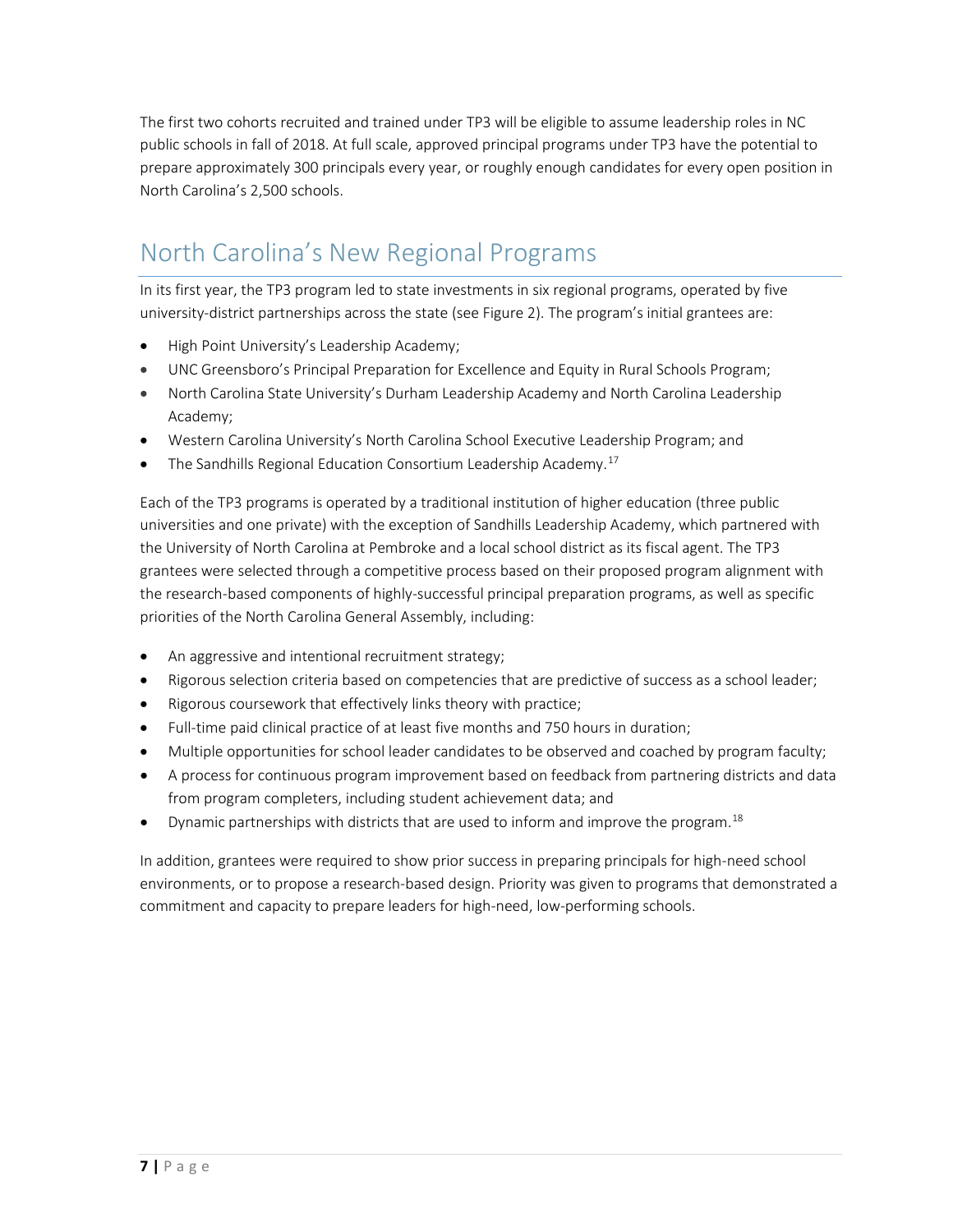The first two cohorts recruited and trained under TP3 will be eligible to assume leadership roles in NC public schools in fall of 2018. At full scale, approved principal programs under TP3 have the potential to prepare approximately 300 principals every year, or roughly enough candidates for every open position in North Carolina's 2,500 schools.

## North Carolina's New Regional Programs

In its first year, the TP3 program led to state investments in six regional programs, operated by five university-district partnerships across the state (see Figure 2). The program's initial grantees are:

- High Point University's Leadership Academy;
- UNC Greensboro's Principal Preparation for Excellence and Equity in Rural Schools Program;
- North Carolina State University's Durham Leadership Academy and North Carolina Leadership Academy;
- Western Carolina University's North Carolina School Executive Leadership Program; and
- The Sandhills Regional Education Consortium Leadership Academy.[17]

Each of the TP3 programs is operated by a traditional institution of higher education (three public universities and one private) with the exception of Sandhills Leadership Academy, which partnered with the University of North Carolina at Pembroke and a local school district as its fiscal agent. The TP3 grantees were selected through a competitive process based on their proposed program alignment with the research-based components of highly-successful principal preparation programs, as well as specific priorities of the North Carolina General Assembly, including:

- An aggressive and intentional recruitment strategy;
- Rigorous selection criteria based on competencies that are predictive of success as a school leader;
- Rigorous coursework that effectively links theory with practice;
- Full-time paid clinical practice of at least five months and 750 hours in duration;
- Multiple opportunities for school leader candidates to be observed and coached by program faculty;
- A process for continuous program improvement based on feedback from partnering districts and data from program completers, including student achievement data; and
- Dynamic partnerships with districts that are used to inform and improve the program.[18]

In addition, grantees were required to show prior success in preparing principals for high-need school environments, or to propose a research-based design. Priority was given to programs that demonstrated a commitment and capacity to prepare leaders for high-need, low-performing schools.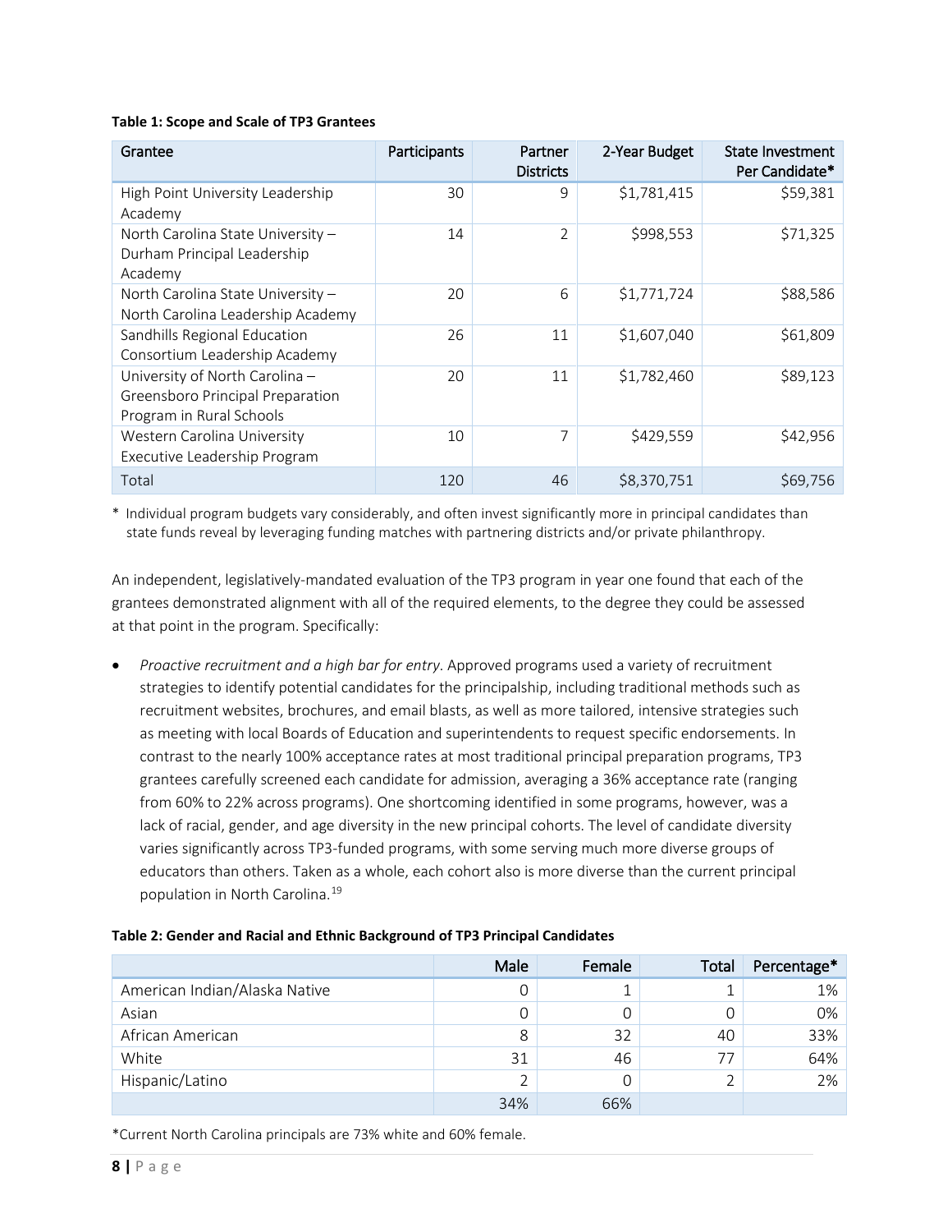**Table 1: Scope and Scale of TP3 Grantees**

| Grantee | Participants | Partner Districts | 2-Year Budget | State Investment Per Candidate* |
|---|---|---|---|---|
| High Point University Leadership Academy | 30 | 9 | $1,781,415 | $59,381 |
| North Carolina State University – Durham Principal Leadership Academy | 14 | 2 | $998,553 | $71,325 |
| North Carolina State University – North Carolina Leadership Academy | 20 | 6 | $1,771,724 | $88,586 |
| Sandhills Regional Education Consortium Leadership Academy | 26 | 11 | $1,607,040 | $61,809 |
| University of North Carolina – Greensboro Principal Preparation Program in Rural Schools | 20 | 11 | $1,782,460 | $89,123 |
| Western Carolina University Executive Leadership Program | 10 | 7 | $429,559 | $42,956 |
| Total | 120 | 46 | $8,370,751 | $69,756 |

\* Individual program budgets vary considerably, and often invest significantly more in principal candidates than state funds reveal by leveraging funding matches with partnering districts and/or private philanthropy.

An independent, legislatively-mandated evaluation of the TP3 program in year one found that each of the grantees demonstrated alignment with all of the required elements, to the degree they could be assessed at that point in the program. Specifically:

- *Proactive recruitment and a high bar for entry*. Approved programs used a variety of recruitment strategies to identify potential candidates for the principalship, including traditional methods such as recruitment websites, brochures, and email blasts, as well as more tailored, intensive strategies such as meeting with local Boards of Education and superintendents to request specific endorsements. In contrast to the nearly 100% acceptance rates at most traditional principal preparation programs, TP3 grantees carefully screened each candidate for admission, averaging a 36% acceptance rate (ranging from 60% to 22% across programs). One shortcoming identified in some programs, however, was a lack of racial, gender, and age diversity in the new principal cohorts. The level of candidate diversity varies significantly across TP3-funded programs, with some serving much more diverse groups of educators than others. Taken as a whole, each cohort also is more diverse than the current principal population in North Carolina.[19]

**Table 2: Gender and Racial and Ethnic Background of TP3 Principal Candidates**

| | Male | Female | Total | Percentage* |
|---|---|---|---|---|
| American Indian/Alaska Native | 0 | 1 | 1 | 1% |
| Asian | 0 | 0 | 0 | 0% |
| African American | 8 | 32 | 40 | 33% |
| White | 31 | 46 | 77 | 64% |
| Hispanic/Latino | 2 | 0 | 2 | 2% |
| | 34% | 66% | | |

*Current North Carolina principals are 73% white and 60% female.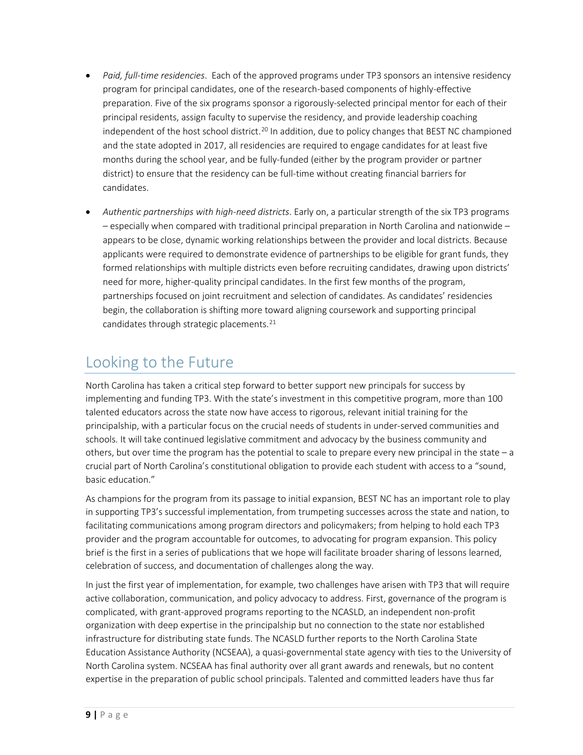- *Paid, full-time residencies*. Each of the approved programs under TP3 sponsors an intensive residency program for principal candidates, one of the research-based components of highly-effective preparation. Five of the six programs sponsor a rigorously-selected principal mentor for each of their principal residents, assign faculty to supervise the residency, and provide leadership coaching independent of the host school district.[20] In addition, due to policy changes that BEST NC championed and the state adopted in 2017, all residencies are required to engage candidates for at least five months during the school year, and be fully-funded (either by the program provider or partner district) to ensure that the residency can be full-time without creating financial barriers for candidates.

- *Authentic partnerships with high-need districts*. Early on, a particular strength of the six TP3 programs – especially when compared with traditional principal preparation in North Carolina and nationwide – appears to be close, dynamic working relationships between the provider and local districts. Because applicants were required to demonstrate evidence of partnerships to be eligible for grant funds, they formed relationships with multiple districts even before recruiting candidates, drawing upon districts' need for more, higher-quality principal candidates. In the first few months of the program, partnerships focused on joint recruitment and selection of candidates. As candidates' residencies begin, the collaboration is shifting more toward aligning coursework and supporting principal candidates through strategic placements.[21]

## Looking to the Future

North Carolina has taken a critical step forward to better support new principals for success by implementing and funding TP3. With the state's investment in this competitive program, more than 100 talented educators across the state now have access to rigorous, relevant initial training for the principalship, with a particular focus on the crucial needs of students in under-served communities and schools. It will take continued legislative commitment and advocacy by the business community and others, but over time the program has the potential to scale to prepare every new principal in the state – a crucial part of North Carolina's constitutional obligation to provide each student with access to a "sound, basic education."

As champions for the program from its passage to initial expansion, BEST NC has an important role to play in supporting TP3's successful implementation, from trumpeting successes across the state and nation, to facilitating communications among program directors and policymakers; from helping to hold each TP3 provider and the program accountable for outcomes, to advocating for program expansion. This policy brief is the first in a series of publications that we hope will facilitate broader sharing of lessons learned, celebration of success, and documentation of challenges along the way.

In just the first year of implementation, for example, two challenges have arisen with TP3 that will require active collaboration, communication, and policy advocacy to address. First, governance of the program is complicated, with grant-approved programs reporting to the NCASLD, an independent non-profit organization with deep expertise in the principalship but no connection to the state nor established infrastructure for distributing state funds. The NCASLD further reports to the North Carolina State Education Assistance Authority (NCSEAA), a quasi-governmental state agency with ties to the University of North Carolina system. NCSEAA has final authority over all grant awards and renewals, but no content expertise in the preparation of public school principals. Talented and committed leaders have thus far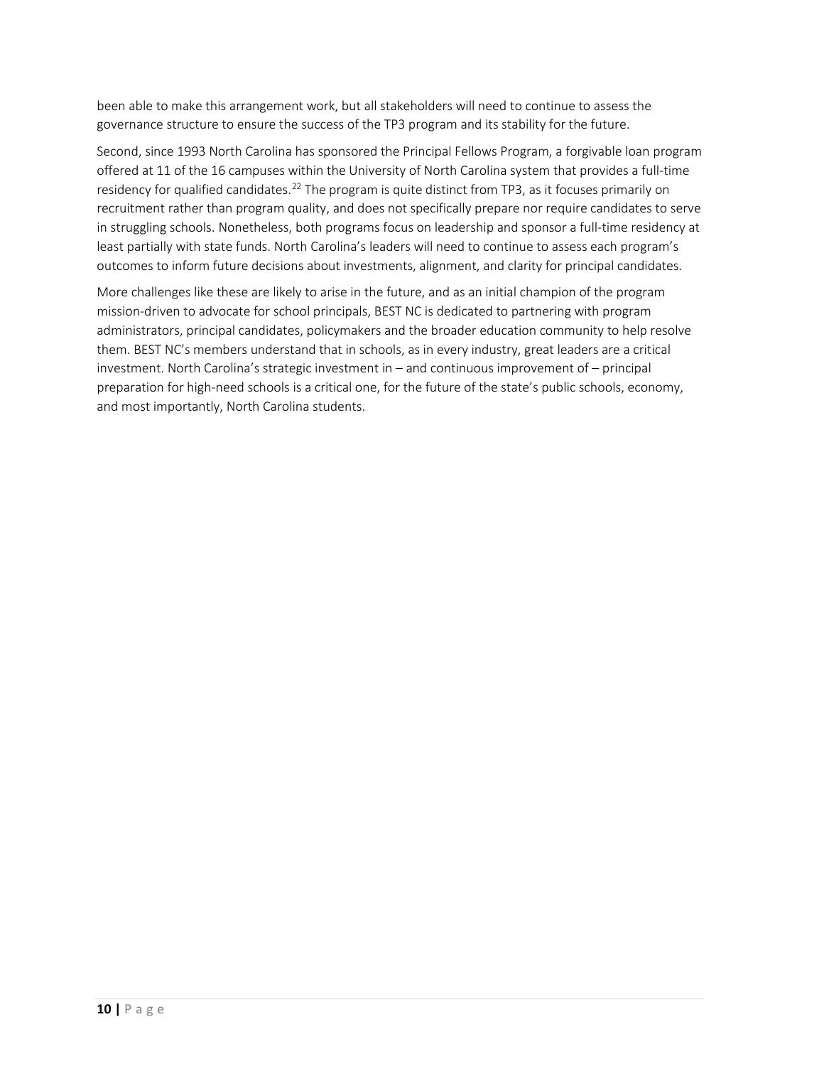been able to make this arrangement work, but all stakeholders will need to continue to assess the governance structure to ensure the success of the TP3 program and its stability for the future.

Second, since 1993 North Carolina has sponsored the Principal Fellows Program, a forgivable loan program offered at 11 of the 16 campuses within the University of North Carolina system that provides a full-time residency for qualified candidates.[22] The program is quite distinct from TP3, as it focuses primarily on recruitment rather than program quality, and does not specifically prepare nor require candidates to serve in struggling schools. Nonetheless, both programs focus on leadership and sponsor a full-time residency at least partially with state funds. North Carolina's leaders will need to continue to assess each program's outcomes to inform future decisions about investments, alignment, and clarity for principal candidates.

More challenges like these are likely to arise in the future, and as an initial champion of the program mission-driven to advocate for school principals, BEST NC is dedicated to partnering with program administrators, principal candidates, policymakers and the broader education community to help resolve them. BEST NC's members understand that in schools, as in every industry, great leaders are a critical investment. North Carolina's strategic investment in – and continuous improvement of – principal preparation for high-need schools is a critical one, for the future of the state's public schools, economy, and most importantly, North Carolina students.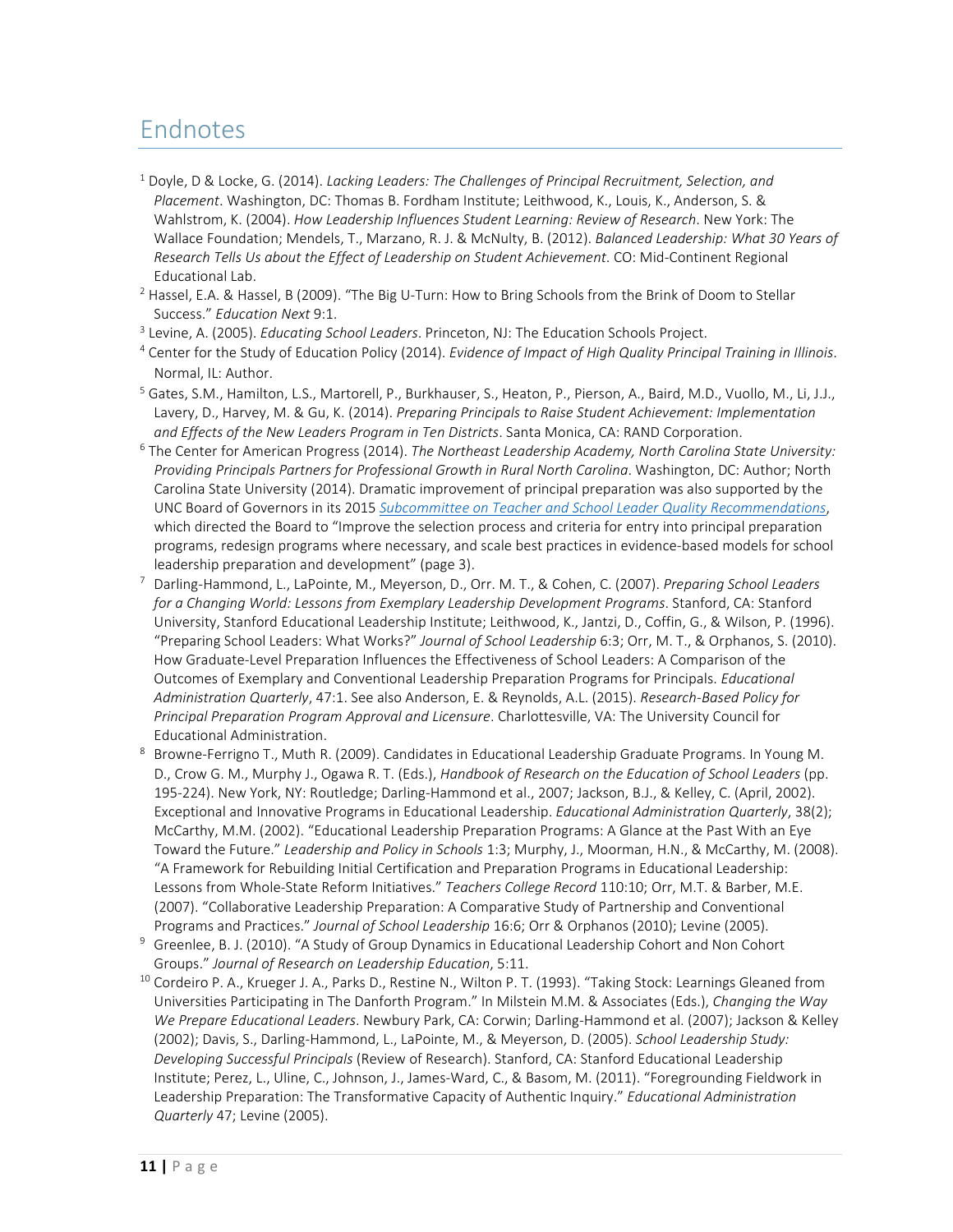# Endnotes

[1] Doyle, D & Locke, G. (2014). *Lacking Leaders: The Challenges of Principal Recruitment, Selection, and Placement*. Washington, DC: Thomas B. Fordham Institute; Leithwood, K., Louis, K., Anderson, S. & Wahlstrom, K. (2004). *How Leadership Influences Student Learning: Review of Research*. New York: The Wallace Foundation; Mendels, T., Marzano, R. J. & McNulty, B. (2012). *Balanced Leadership: What 30 Years of Research Tells Us about the Effect of Leadership on Student Achievement*. CO: Mid-Continent Regional Educational Lab.

[2] Hassel, E.A. & Hassel, B (2009). "The Big U-Turn: How to Bring Schools from the Brink of Doom to Stellar Success." *Education Next* 9:1.

[3] Levine, A. (2005). *Educating School Leaders*. Princeton, NJ: The Education Schools Project.

[4] Center for the Study of Education Policy (2014). *Evidence of Impact of High Quality Principal Training in Illinois*. Normal, IL: Author.

[5] Gates, S.M., Hamilton, L.S., Martorell, P., Burkhauser, S., Heaton, P., Pierson, A., Baird, M.D., Vuollo, M., Li, J.J., Lavery, D., Harvey, M. & Gu, K. (2014). *Preparing Principals to Raise Student Achievement: Implementation and Effects of the New Leaders Program in Ten Districts*. Santa Monica, CA: RAND Corporation.

[6] The Center for American Progress (2014). *The Northeast Leadership Academy, North Carolina State University: Providing Principals Partners for Professional Growth in Rural North Carolina*. Washington, DC: Author; North Carolina State University (2014). Dramatic improvement of principal preparation was also supported by the UNC Board of Governors in its 2015 *Subcommittee on Teacher and School Leader Quality Recommendations*, which directed the Board to "Improve the selection process and criteria for entry into principal preparation programs, redesign programs where necessary, and scale best practices in evidence-based models for school leadership preparation and development" (page 3).

[7] Darling-Hammond, L., LaPointe, M., Meyerson, D., Orr. M. T., & Cohen, C. (2007). *Preparing School Leaders for a Changing World: Lessons from Exemplary Leadership Development Programs*. Stanford, CA: Stanford University, Stanford Educational Leadership Institute; Leithwood, K., Jantzi, D., Coffin, G., & Wilson, P. (1996). "Preparing School Leaders: What Works?" *Journal of School Leadership* 6:3; Orr, M. T., & Orphanos, S. (2010). How Graduate-Level Preparation Influences the Effectiveness of School Leaders: A Comparison of the Outcomes of Exemplary and Conventional Leadership Preparation Programs for Principals. *Educational Administration Quarterly*, 47:1. See also Anderson, E. & Reynolds, A.L. (2015). *Research-Based Policy for Principal Preparation Program Approval and Licensure*. Charlottesville, VA: The University Council for Educational Administration.

[8] Browne-Ferrigno T., Muth R. (2009). Candidates in Educational Leadership Graduate Programs. In Young M. D., Crow G. M., Murphy J., Ogawa R. T. (Eds.), *Handbook of Research on the Education of School Leaders* (pp. 195-224). New York, NY: Routledge; Darling-Hammond et al., 2007; Jackson, B.J., & Kelley, C. (April, 2002). Exceptional and Innovative Programs in Educational Leadership. *Educational Administration Quarterly*, 38(2); McCarthy, M.M. (2002). "Educational Leadership Preparation Programs: A Glance at the Past With an Eye Toward the Future." *Leadership and Policy in Schools* 1:3; Murphy, J., Moorman, H.N., & McCarthy, M. (2008). "A Framework for Rebuilding Initial Certification and Preparation Programs in Educational Leadership: Lessons from Whole-State Reform Initiatives." *Teachers College Record* 110:10; Orr, M.T. & Barber, M.E. (2007). "Collaborative Leadership Preparation: A Comparative Study of Partnership and Conventional Programs and Practices." *Journal of School Leadership* 16:6; Orr & Orphanos (2010); Levine (2005).

[9] Greenlee, B. J. (2010). "A Study of Group Dynamics in Educational Leadership Cohort and Non Cohort Groups." *Journal of Research on Leadership Education*, 5:11.

[10] Cordeiro P. A., Krueger J. A., Parks D., Restine N., Wilton P. T. (1993). "Taking Stock: Learnings Gleaned from Universities Participating in The Danforth Program." In Milstein M.M. & Associates (Eds.), *Changing the Way We Prepare Educational Leaders*. Newbury Park, CA: Corwin; Darling-Hammond et al. (2007); Jackson & Kelley (2002); Davis, S., Darling-Hammond, L., LaPointe, M., & Meyerson, D. (2005). *School Leadership Study: Developing Successful Principals* (Review of Research). Stanford, CA: Stanford Educational Leadership Institute; Perez, L., Uline, C., Johnson, J., James-Ward, C., & Basom, M. (2011). "Foregrounding Fieldwork in Leadership Preparation: The Transformative Capacity of Authentic Inquiry." *Educational Administration Quarterly* 47; Levine (2005).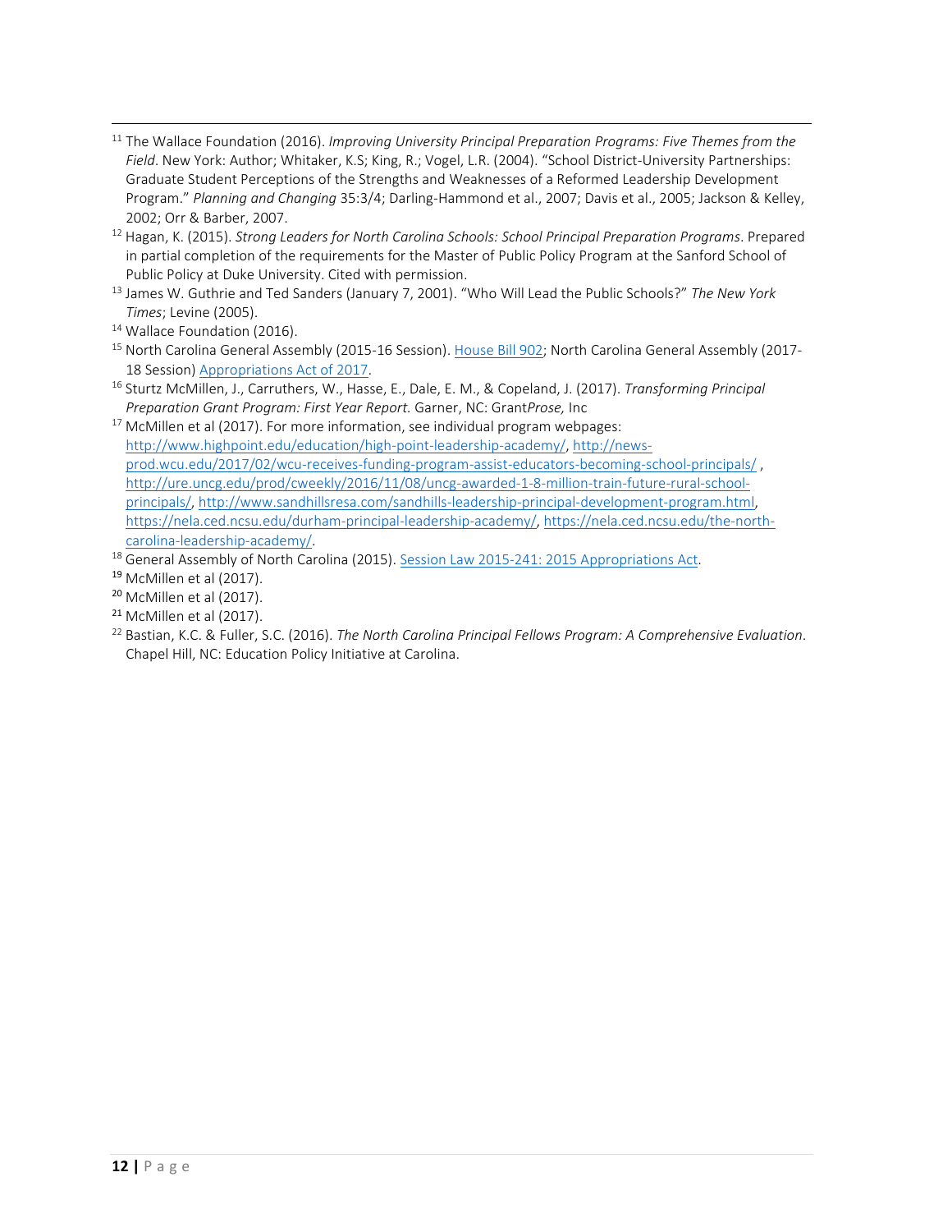[11] The Wallace Foundation (2016). *Improving University Principal Preparation Programs: Five Themes from the Field*. New York: Author; Whitaker, K.S; King, R.; Vogel, L.R. (2004). "School District-University Partnerships: Graduate Student Perceptions of the Strengths and Weaknesses of a Reformed Leadership Development Program." *Planning and Changing* 35:3/4; Darling-Hammond et al., 2007; Davis et al., 2005; Jackson & Kelley, 2002; Orr & Barber, 2007.

[12] Hagan, K. (2015). *Strong Leaders for North Carolina Schools: School Principal Preparation Programs*. Prepared in partial completion of the requirements for the Master of Public Policy Program at the Sanford School of Public Policy at Duke University. Cited with permission.

[13] James W. Guthrie and Ted Sanders (January 7, 2001). "Who Will Lead the Public Schools?" *The New York Times*; Levine (2005).

[14] Wallace Foundation (2016).

[15] North Carolina General Assembly (2015-16 Session). House Bill 902; North Carolina General Assembly (2017-18 Session) Appropriations Act of 2017.

[16] Sturtz McMillen, J., Carruthers, W., Hasse, E., Dale, E. M., & Copeland, J. (2017). *Transforming Principal Preparation Grant Program: First Year Report*. Garner, NC: Grant*Prose,* Inc

[17] McMillen et al (2017). For more information, see individual program webpages: http://www.highpoint.edu/education/high-point-leadership-academy/, http://news-prod.wcu.edu/2017/02/wcu-receives-funding-program-assist-educators-becoming-school-principals/ , http://ure.uncg.edu/prod/cweekly/2016/11/08/uncg-awarded-1-8-million-train-future-rural-school-principals/, http://www.sandhillsresa.com/sandhills-leadership-principal-development-program.html, https://nela.ced.ncsu.edu/durham-principal-leadership-academy/, https://nela.ced.ncsu.edu/the-north-carolina-leadership-academy/.

[18] General Assembly of North Carolina (2015). Session Law 2015-241: 2015 Appropriations Act.

[19] McMillen et al (2017).

[20] McMillen et al (2017).

[21] McMillen et al (2017).

[22] Bastian, K.C. & Fuller, S.C. (2016). *The North Carolina Principal Fellows Program: A Comprehensive Evaluation*. Chapel Hill, NC: Education Policy Initiative at Carolina.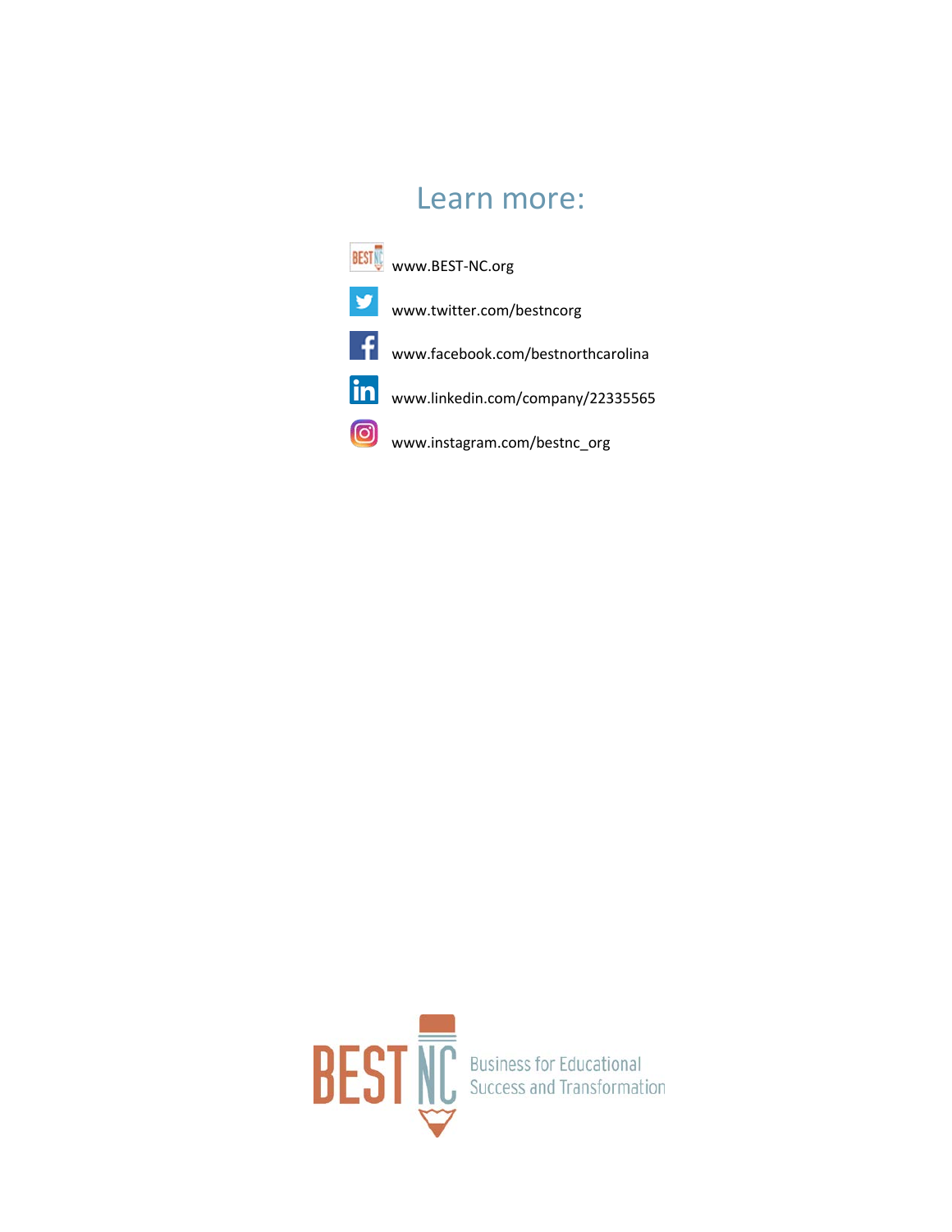## Learn more:

www.BEST-NC.org

www.twitter.com/bestncorg

www.facebook.com/bestnorthcarolina

www.linkedin.com/company/22335565

www.instagram.com/bestnc_org

BEST NC Business for Educational Success and Transformation